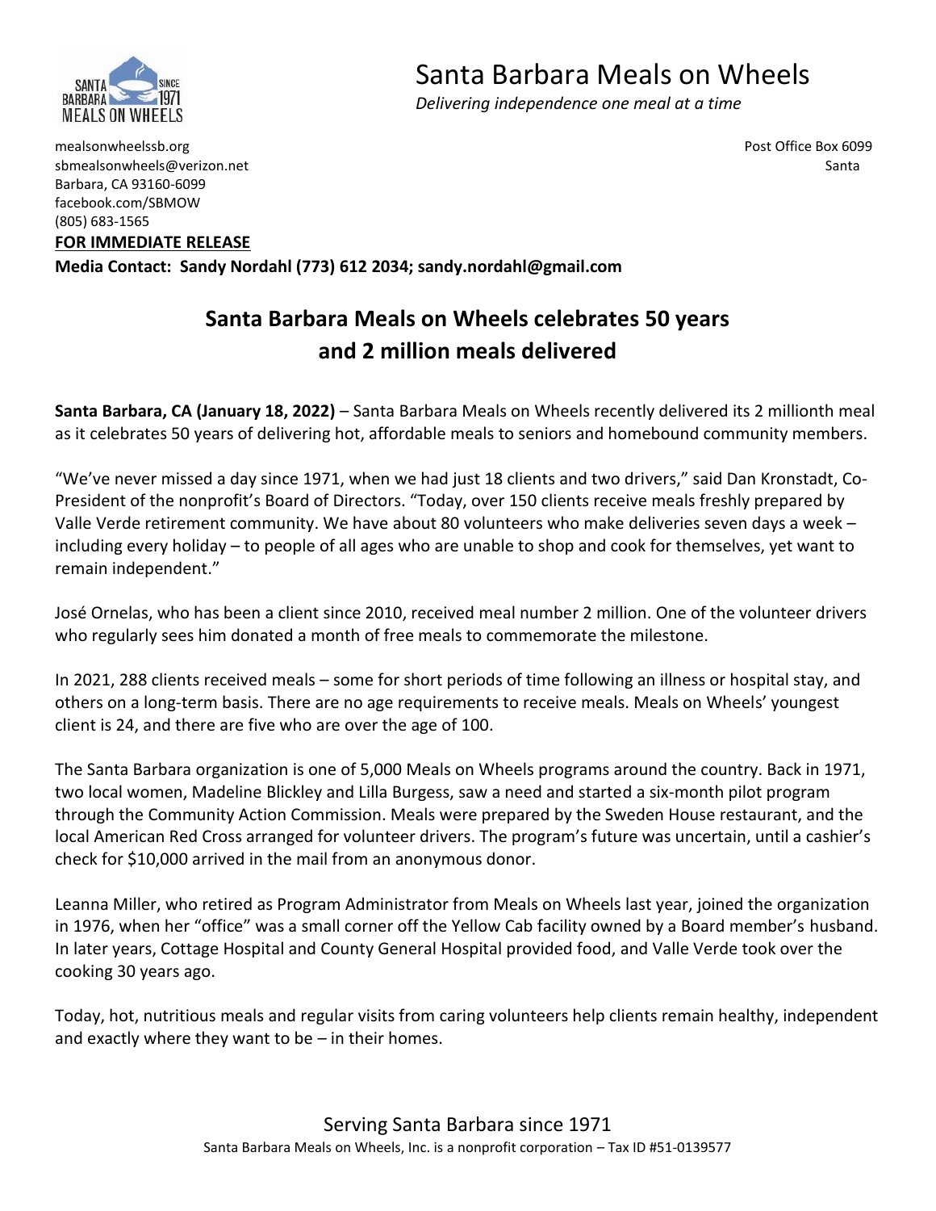# Santa Barbara Meals on Wheels

*Delivering independence one meal at a time*

mealsonwheelssb.org
sbmealsonwheels@verizon.net
facebook.com/SBMOW
(805) 683-1565

Post Office Box 6099
Santa Barbara, CA 93160-6099

**FOR IMMEDIATE RELEASE**

**Media Contact: Sandy Nordahl (773) 612 2034; sandy.nordahl@gmail.com**

## Santa Barbara Meals on Wheels celebrates 50 years and 2 million meals delivered

**Santa Barbara, CA (January 18, 2022)** – Santa Barbara Meals on Wheels recently delivered its 2 millionth meal as it celebrates 50 years of delivering hot, affordable meals to seniors and homebound community members.

"We've never missed a day since 1971, when we had just 18 clients and two drivers," said Dan Kronstadt, Co-President of the nonprofit's Board of Directors. "Today, over 150 clients receive meals freshly prepared by Valle Verde retirement community. We have about 80 volunteers who make deliveries seven days a week – including every holiday – to people of all ages who are unable to shop and cook for themselves, yet want to remain independent."

José Ornelas, who has been a client since 2010, received meal number 2 million. One of the volunteer drivers who regularly sees him donated a month of free meals to commemorate the milestone.

In 2021, 288 clients received meals – some for short periods of time following an illness or hospital stay, and others on a long-term basis. There are no age requirements to receive meals. Meals on Wheels' youngest client is 24, and there are five who are over the age of 100.

The Santa Barbara organization is one of 5,000 Meals on Wheels programs around the country. Back in 1971, two local women, Madeline Blickley and Lilla Burgess, saw a need and started a six-month pilot program through the Community Action Commission. Meals were prepared by the Sweden House restaurant, and the local American Red Cross arranged for volunteer drivers. The program's future was uncertain, until a cashier's check for $10,000 arrived in the mail from an anonymous donor.

Leanna Miller, who retired as Program Administrator from Meals on Wheels last year, joined the organization in 1976, when her "office" was a small corner off the Yellow Cab facility owned by a Board member's husband. In later years, Cottage Hospital and County General Hospital provided food, and Valle Verde took over the cooking 30 years ago.

Today, hot, nutritious meals and regular visits from caring volunteers help clients remain healthy, independent and exactly where they want to be – in their homes.

Serving Santa Barbara since 1971

Santa Barbara Meals on Wheels, Inc. is a nonprofit corporation – Tax ID #51-0139577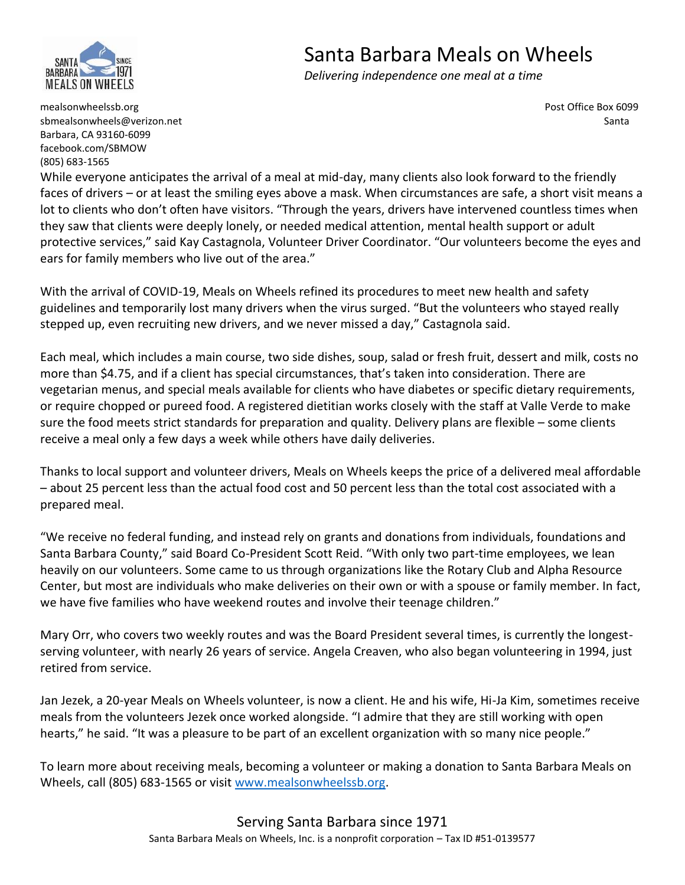# Santa Barbara Meals on Wheels

*Delivering independence one meal at a time*

mealsonwheelssb.org
sbmealsonwheels@verizon.net
facebook.com/SBMOW
(805) 683-1565

Post Office Box 6099
Santa Barbara, CA 93160-6099

While everyone anticipates the arrival of a meal at mid-day, many clients also look forward to the friendly faces of drivers – or at least the smiling eyes above a mask. When circumstances are safe, a short visit means a lot to clients who don't often have visitors. "Through the years, drivers have intervened countless times when they saw that clients were deeply lonely, or needed medical attention, mental health support or adult protective services," said Kay Castagnola, Volunteer Driver Coordinator. "Our volunteers become the eyes and ears for family members who live out of the area."

With the arrival of COVID-19, Meals on Wheels refined its procedures to meet new health and safety guidelines and temporarily lost many drivers when the virus surged. "But the volunteers who stayed really stepped up, even recruiting new drivers, and we never missed a day," Castagnola said.

Each meal, which includes a main course, two side dishes, soup, salad or fresh fruit, dessert and milk, costs no more than $4.75, and if a client has special circumstances, that's taken into consideration. There are vegetarian menus, and special meals available for clients who have diabetes or specific dietary requirements, or require chopped or pureed food. A registered dietitian works closely with the staff at Valle Verde to make sure the food meets strict standards for preparation and quality. Delivery plans are flexible – some clients receive a meal only a few days a week while others have daily deliveries.

Thanks to local support and volunteer drivers, Meals on Wheels keeps the price of a delivered meal affordable – about 25 percent less than the actual food cost and 50 percent less than the total cost associated with a prepared meal.

"We receive no federal funding, and instead rely on grants and donations from individuals, foundations and Santa Barbara County," said Board Co-President Scott Reid. "With only two part-time employees, we lean heavily on our volunteers. Some came to us through organizations like the Rotary Club and Alpha Resource Center, but most are individuals who make deliveries on their own or with a spouse or family member. In fact, we have five families who have weekend routes and involve their teenage children."

Mary Orr, who covers two weekly routes and was the Board President several times, is currently the longest-serving volunteer, with nearly 26 years of service. Angela Creaven, who also began volunteering in 1994, just retired from service.

Jan Jezek, a 20-year Meals on Wheels volunteer, is now a client. He and his wife, Hi-Ja Kim, sometimes receive meals from the volunteers Jezek once worked alongside. "I admire that they are still working with open hearts," he said. "It was a pleasure to be part of an excellent organization with so many nice people."

To learn more about receiving meals, becoming a volunteer or making a donation to Santa Barbara Meals on Wheels, call (805) 683-1565 or visit [www.mealsonwheelssb.org](www.mealsonwheelssb.org).

Serving Santa Barbara since 1971

Santa Barbara Meals on Wheels, Inc. is a nonprofit corporation – Tax ID #51-0139577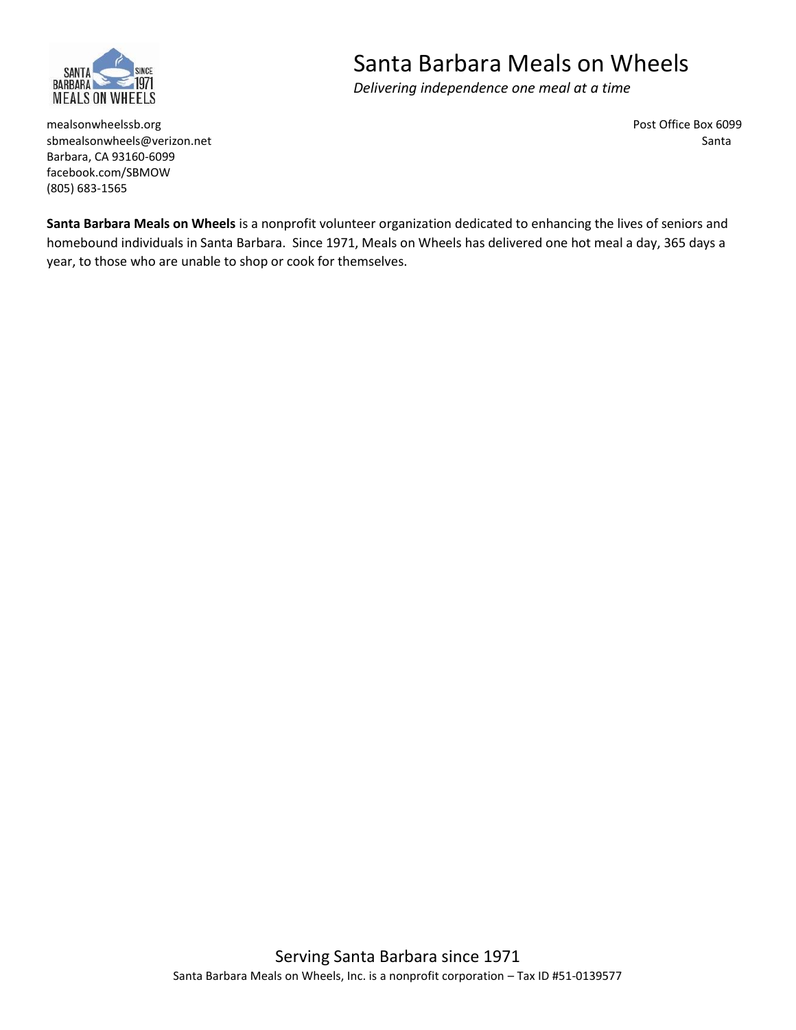# Santa Barbara Meals on Wheels

*Delivering independence one meal at a time*

mealsonwheelssb.org
sbmealsonwheels@verizon.net
facebook.com/SBMOW
(805) 683-1565

Post Office Box 6099
Santa Barbara, CA 93160-6099

**Santa Barbara Meals on Wheels** is a nonprofit volunteer organization dedicated to enhancing the lives of seniors and homebound individuals in Santa Barbara. Since 1971, Meals on Wheels has delivered one hot meal a day, 365 days a year, to those who are unable to shop or cook for themselves.

Serving Santa Barbara since 1971

Santa Barbara Meals on Wheels, Inc. is a nonprofit corporation – Tax ID #51-0139577